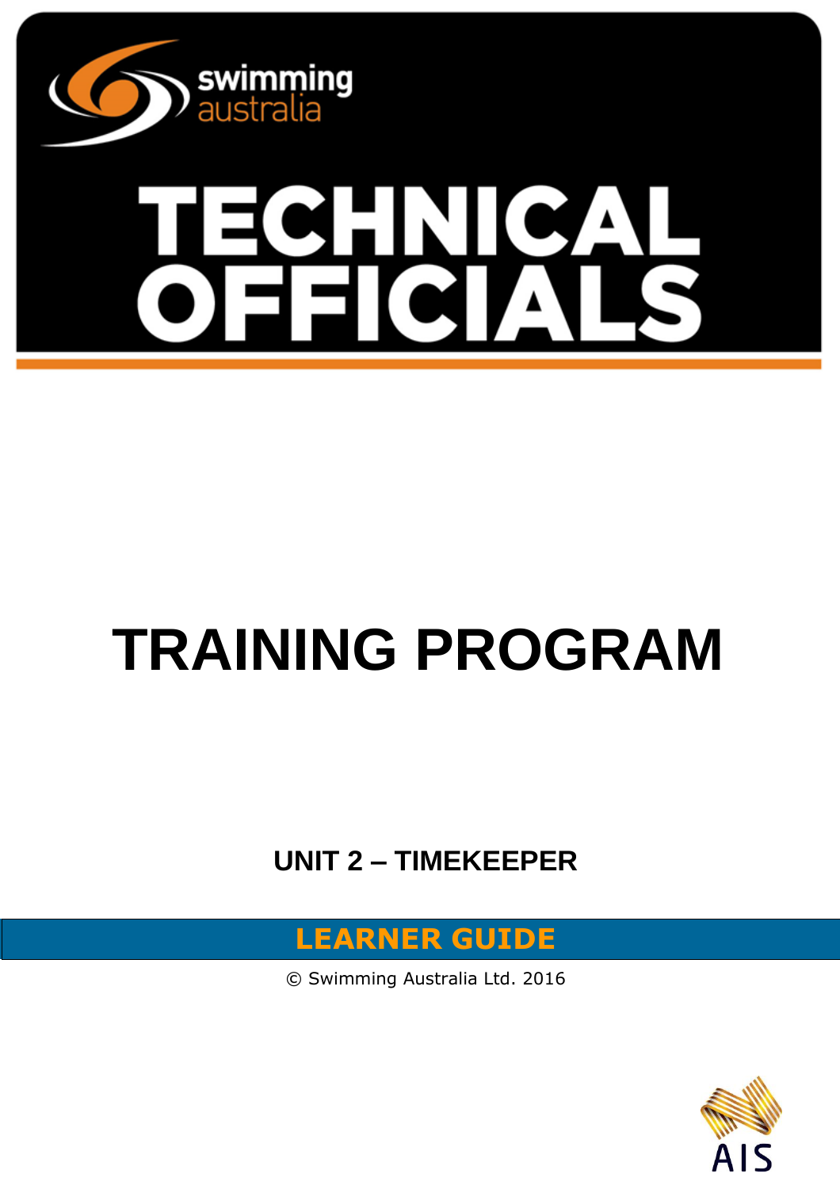swimming australia

# TECHNICAL OFFICIALS

# TRAINING PROGRAM

## UNIT 2 – TIMEKEEPER

**LEARNER GUIDE**

© Swimming Australia Ltd. 2016

AIS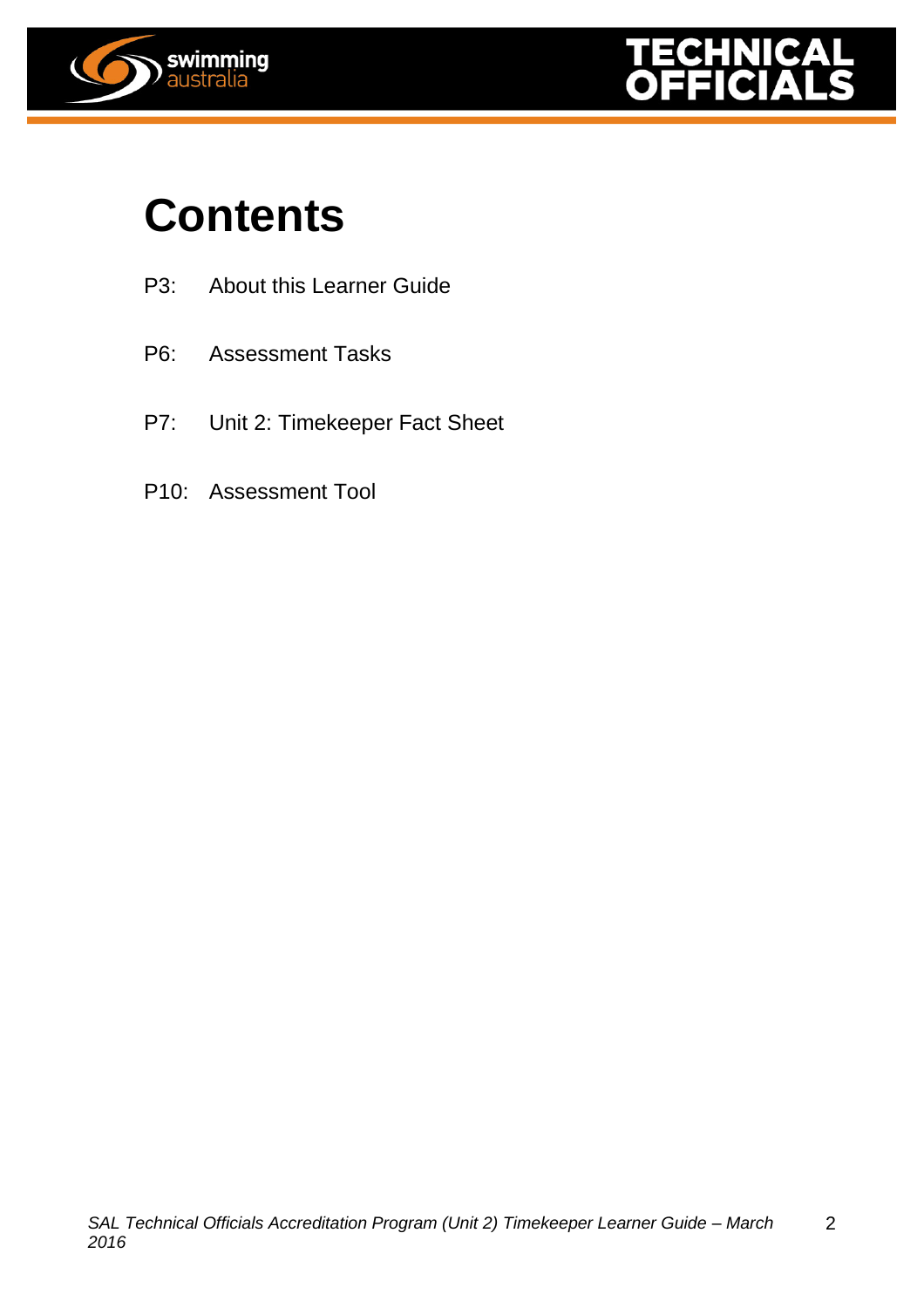# Contents

P3: About this Learner Guide

P6: Assessment Tasks

P7: Unit 2: Timekeeper Fact Sheet

P10: Assessment Tool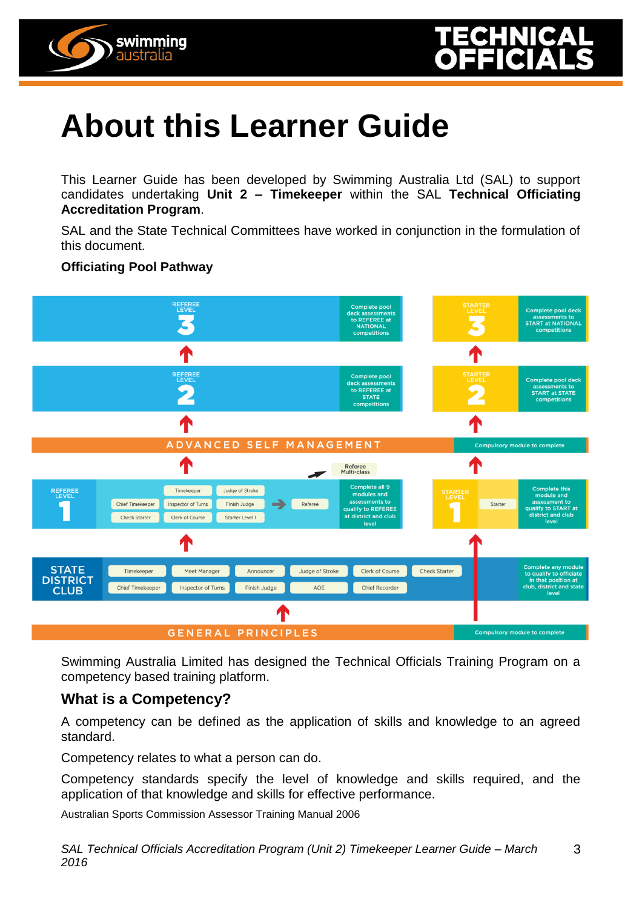# About this Learner Guide

This Learner Guide has been developed by Swimming Australia Ltd (SAL) to support candidates undertaking **Unit 2 – Timekeeper** within the SAL **Technical Officiating Accreditation Program**.

SAL and the State Technical Committees have worked in conjunction in the formulation of this document.

**Officiating Pool Pathway**

**REFEREE LEVEL 3** – Complete pool deck assessments to REFEREE at NATIONAL competitions

**STARTER LEVEL 3** – Complete pool deck assessments to START at NATIONAL competitions

**REFEREE LEVEL 2** – Complete pool deck assessments to REFEREE at STATE competitions

**STARTER LEVEL 2** – Complete pool deck assessments to START at STATE competitions

**ADVANCED SELF MANAGEMENT** – Compulsory module to complete

Referee Multi-class

**REFEREE LEVEL 1** – Timekeeper, Judge of Stroke, Chief Timekeeper, Inspector of Turns, Finish Judge, Check Starter, Clerk of Course, Starter Level 1 → Referee – Complete all 9 modules and assessments to qualify to REFEREE at district and club level

**STARTER LEVEL 1** – Starter – Complete this module and assessment to qualify to START at district and club level

**STATE DISTRICT CLUB** – Timekeeper, Meet Manager, Announcer, Judge of Stroke, Clerk of Course, Check Starter, Chief Timekeeper, Inspector of Turns, Finish Judge, AOE, Chief Recorder – Complete any module to qualify to officiate in that position at club, district and state level

**GENERAL PRINCIPLES** – Compulsory module to complete

Swimming Australia Limited has designed the Technical Officials Training Program on a competency based training platform.

## What is a Competency?

A competency can be defined as the application of skills and knowledge to an agreed standard.

Competency relates to what a person can do.

Competency standards specify the level of knowledge and skills required, and the application of that knowledge and skills for effective performance.

Australian Sports Commission Assessor Training Manual 2006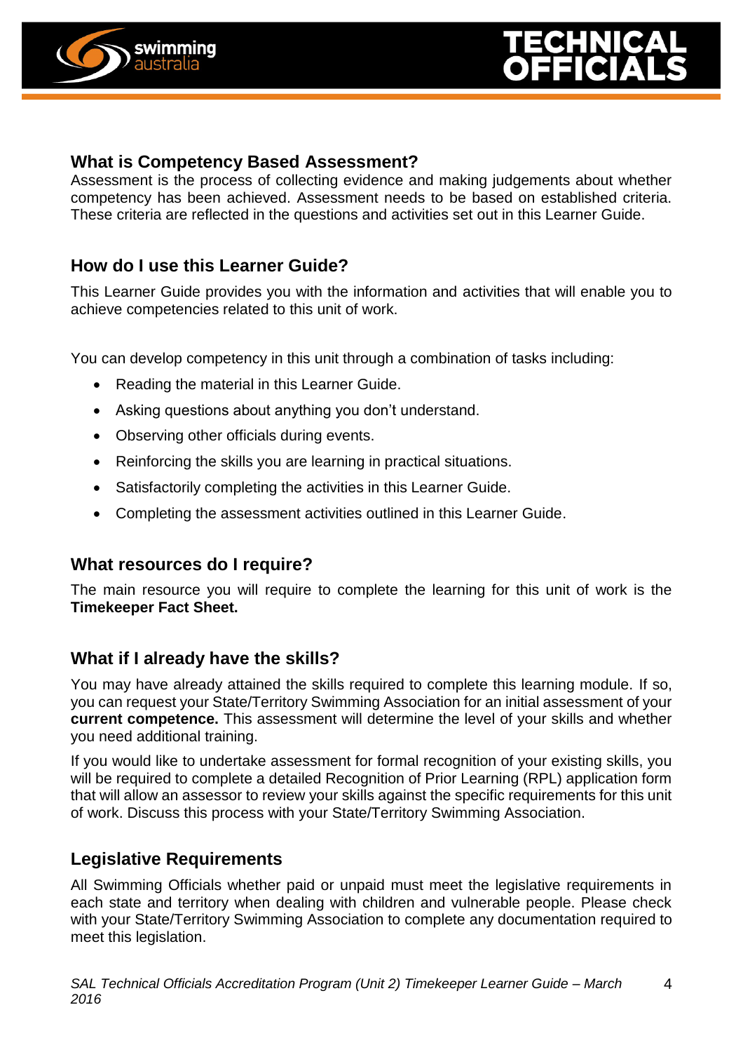## What is Competency Based Assessment?

Assessment is the process of collecting evidence and making judgements about whether competency has been achieved. Assessment needs to be based on established criteria. These criteria are reflected in the questions and activities set out in this Learner Guide.

## How do I use this Learner Guide?

This Learner Guide provides you with the information and activities that will enable you to achieve competencies related to this unit of work.

You can develop competency in this unit through a combination of tasks including:

- Reading the material in this Learner Guide.
- Asking questions about anything you don't understand.
- Observing other officials during events.
- Reinforcing the skills you are learning in practical situations.
- Satisfactorily completing the activities in this Learner Guide.
- Completing the assessment activities outlined in this Learner Guide.

## What resources do I require?

The main resource you will require to complete the learning for this unit of work is the **Timekeeper Fact Sheet.**

## What if I already have the skills?

You may have already attained the skills required to complete this learning module. If so, you can request your State/Territory Swimming Association for an initial assessment of your **current competence.** This assessment will determine the level of your skills and whether you need additional training.

If you would like to undertake assessment for formal recognition of your existing skills, you will be required to complete a detailed Recognition of Prior Learning (RPL) application form that will allow an assessor to review your skills against the specific requirements for this unit of work. Discuss this process with your State/Territory Swimming Association.

## Legislative Requirements

All Swimming Officials whether paid or unpaid must meet the legislative requirements in each state and territory when dealing with children and vulnerable people. Please check with your State/Territory Swimming Association to complete any documentation required to meet this legislation.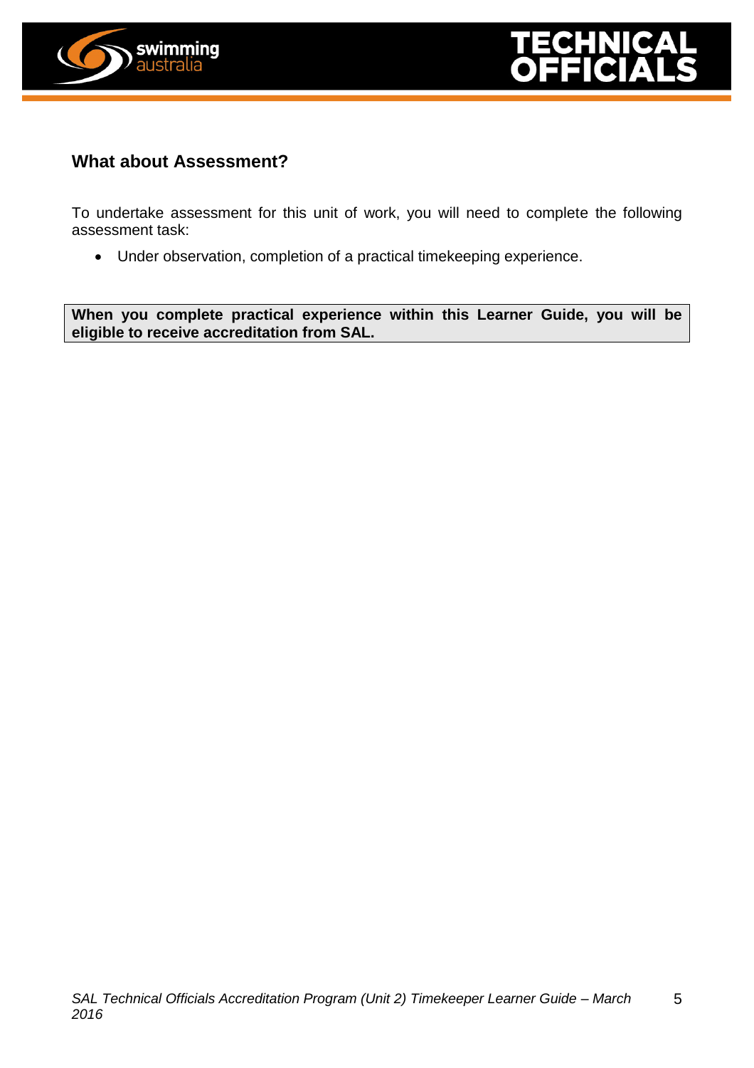## What about Assessment?

To undertake assessment for this unit of work, you will need to complete the following assessment task:

- Under observation, completion of a practical timekeeping experience.

**When you complete practical experience within this Learner Guide, you will be eligible to receive accreditation from SAL.**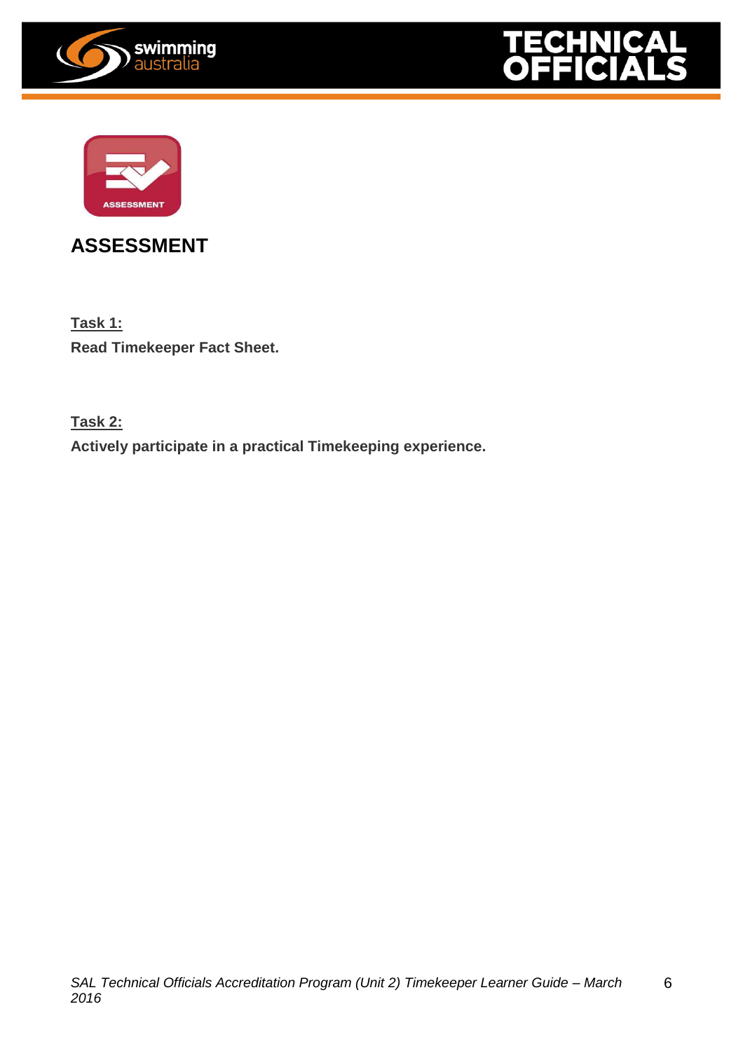## ASSESSMENT

**Task 1:**

**Read Timekeeper Fact Sheet.**

**Task 2:**

**Actively participate in a practical Timekeeping experience.**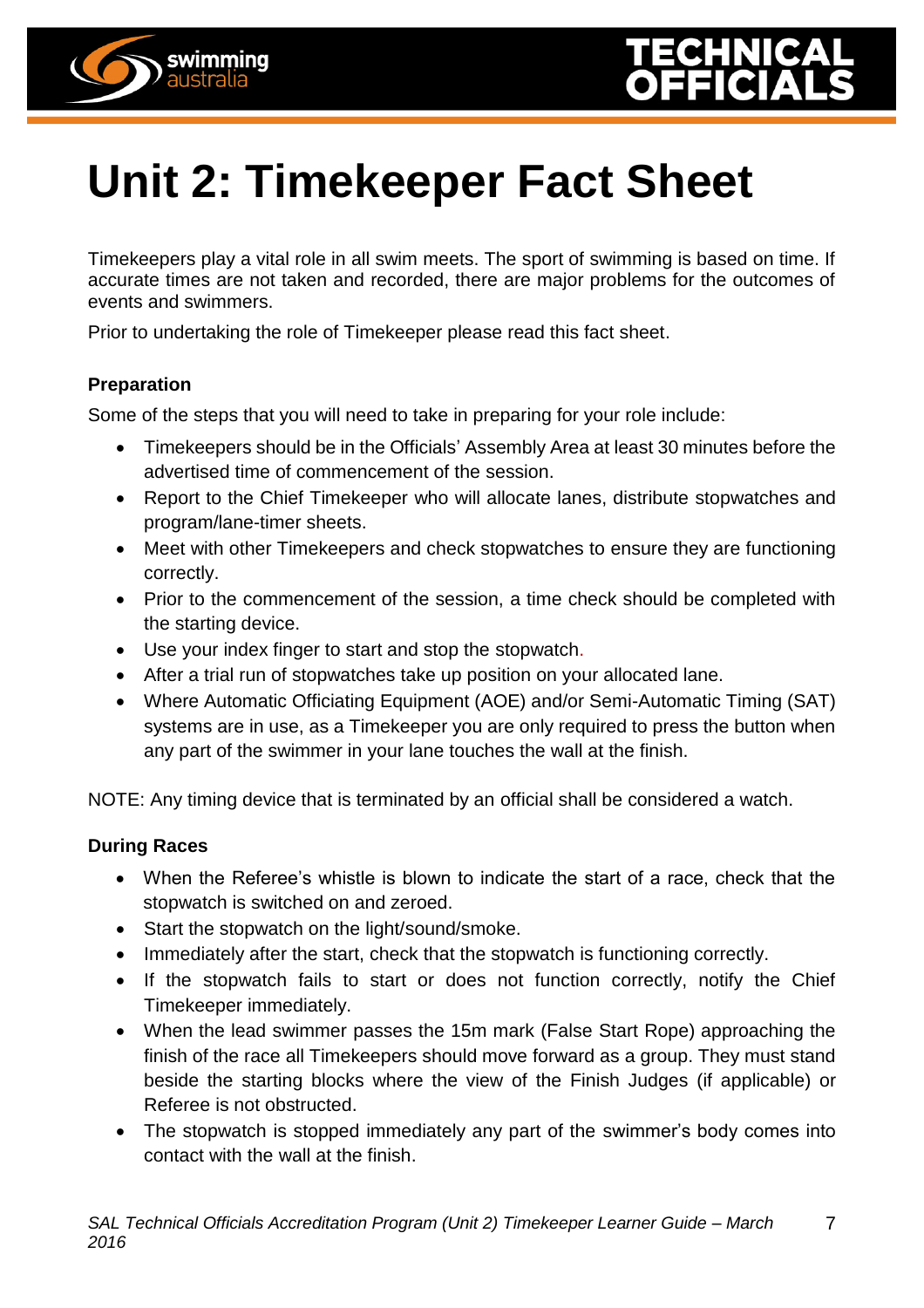# Unit 2: Timekeeper Fact Sheet

Timekeepers play a vital role in all swim meets. The sport of swimming is based on time. If accurate times are not taken and recorded, there are major problems for the outcomes of events and swimmers.

Prior to undertaking the role of Timekeeper please read this fact sheet.

**Preparation**

Some of the steps that you will need to take in preparing for your role include:

- Timekeepers should be in the Officials' Assembly Area at least 30 minutes before the advertised time of commencement of the session.
- Report to the Chief Timekeeper who will allocate lanes, distribute stopwatches and program/lane-timer sheets.
- Meet with other Timekeepers and check stopwatches to ensure they are functioning correctly.
- Prior to the commencement of the session, a time check should be completed with the starting device.
- Use your index finger to start and stop the stopwatch.
- After a trial run of stopwatches take up position on your allocated lane.
- Where Automatic Officiating Equipment (AOE) and/or Semi-Automatic Timing (SAT) systems are in use, as a Timekeeper you are only required to press the button when any part of the swimmer in your lane touches the wall at the finish.

NOTE: Any timing device that is terminated by an official shall be considered a watch.

**During Races**

- When the Referee's whistle is blown to indicate the start of a race, check that the stopwatch is switched on and zeroed.
- Start the stopwatch on the light/sound/smoke.
- Immediately after the start, check that the stopwatch is functioning correctly.
- If the stopwatch fails to start or does not function correctly, notify the Chief Timekeeper immediately.
- When the lead swimmer passes the 15m mark (False Start Rope) approaching the finish of the race all Timekeepers should move forward as a group. They must stand beside the starting blocks where the view of the Finish Judges (if applicable) or Referee is not obstructed.
- The stopwatch is stopped immediately any part of the swimmer's body comes into contact with the wall at the finish.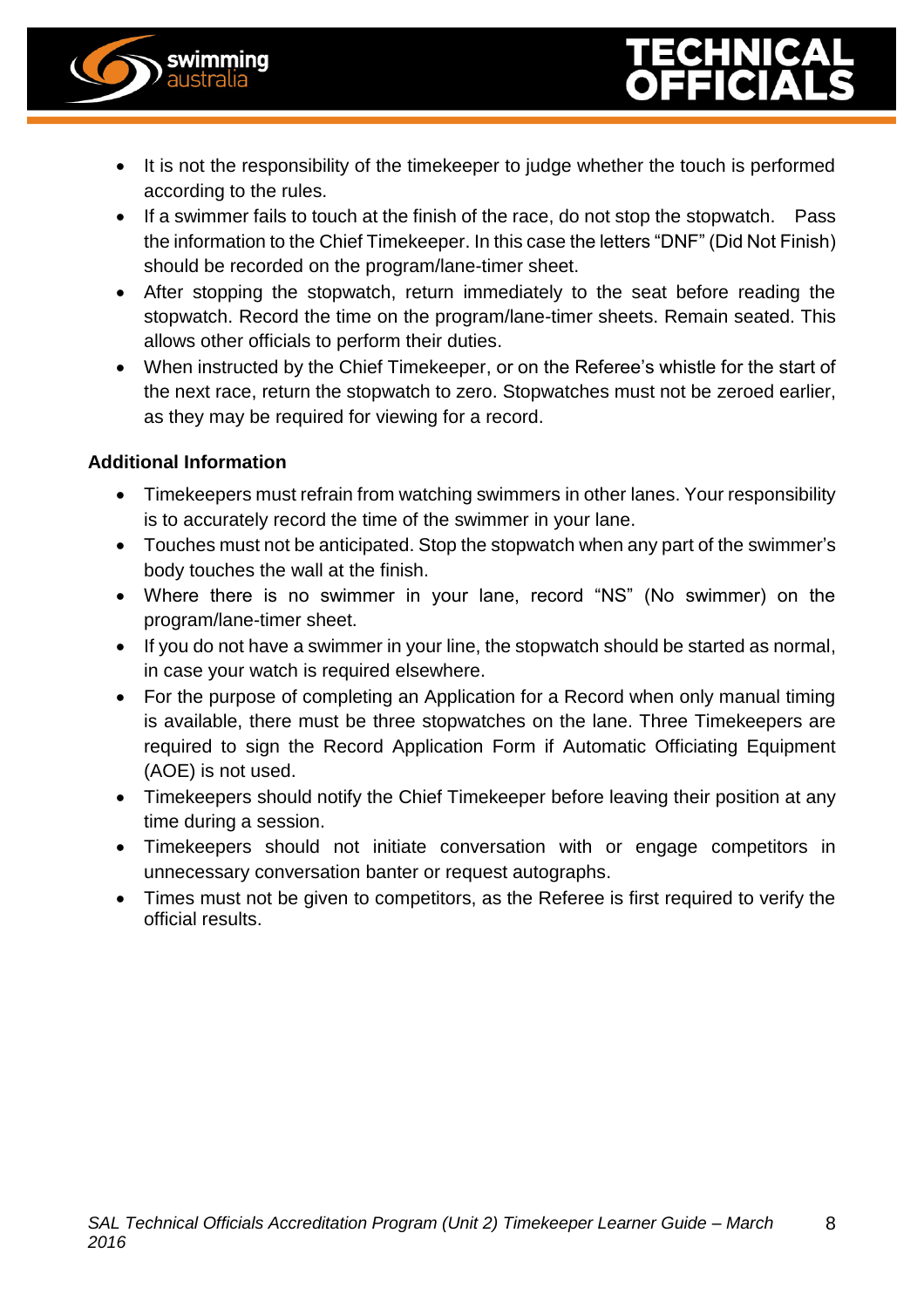- It is not the responsibility of the timekeeper to judge whether the touch is performed according to the rules.
- If a swimmer fails to touch at the finish of the race, do not stop the stopwatch. Pass the information to the Chief Timekeeper. In this case the letters "DNF" (Did Not Finish) should be recorded on the program/lane-timer sheet.
- After stopping the stopwatch, return immediately to the seat before reading the stopwatch. Record the time on the program/lane-timer sheets. Remain seated. This allows other officials to perform their duties.
- When instructed by the Chief Timekeeper, or on the Referee's whistle for the start of the next race, return the stopwatch to zero. Stopwatches must not be zeroed earlier, as they may be required for viewing for a record.

**Additional Information**

- Timekeepers must refrain from watching swimmers in other lanes. Your responsibility is to accurately record the time of the swimmer in your lane.
- Touches must not be anticipated. Stop the stopwatch when any part of the swimmer's body touches the wall at the finish.
- Where there is no swimmer in your lane, record "NS" (No swimmer) on the program/lane-timer sheet.
- If you do not have a swimmer in your line, the stopwatch should be started as normal, in case your watch is required elsewhere.
- For the purpose of completing an Application for a Record when only manual timing is available, there must be three stopwatches on the lane. Three Timekeepers are required to sign the Record Application Form if Automatic Officiating Equipment (AOE) is not used.
- Timekeepers should notify the Chief Timekeeper before leaving their position at any time during a session.
- Timekeepers should not initiate conversation with or engage competitors in unnecessary conversation banter or request autographs.
- Times must not be given to competitors, as the Referee is first required to verify the official results.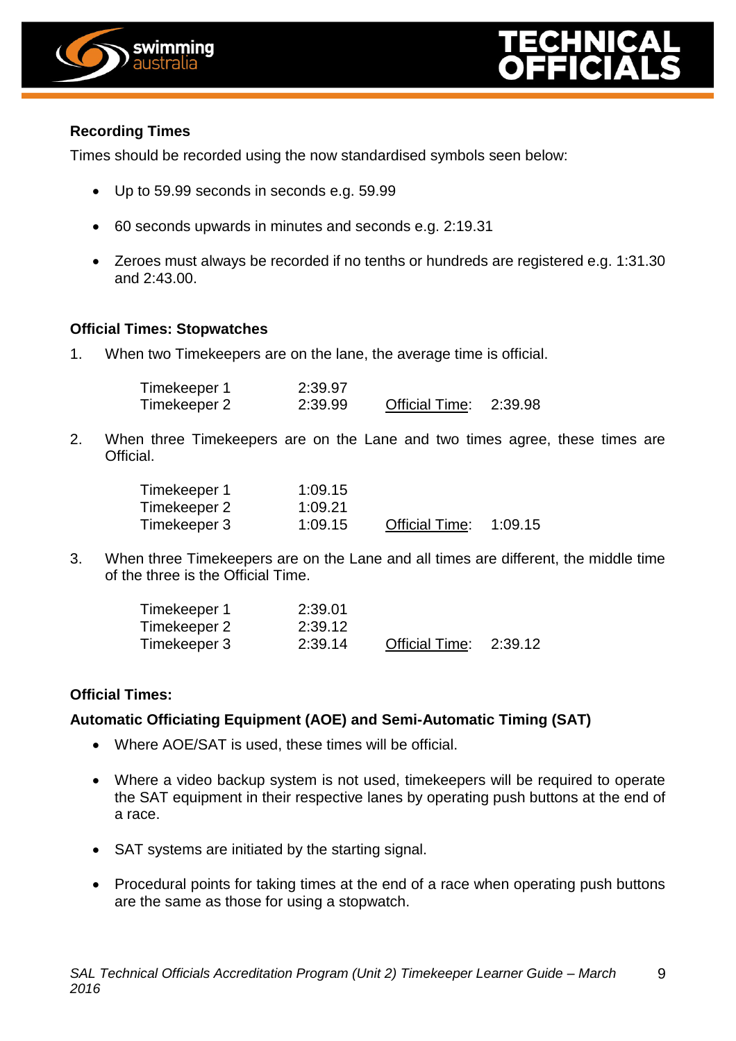### Recording Times

Times should be recorded using the now standardised symbols seen below:

- Up to 59.99 seconds in seconds e.g. 59.99
- 60 seconds upwards in minutes and seconds e.g. 2:19.31
- Zeroes must always be recorded if no tenths or hundreds are registered e.g. 1:31.30 and 2:43.00.

### Official Times: Stopwatches

1. When two Timekeepers are on the lane, the average time is official.

| | | | |
|---|---|---|---|
| Timekeeper 1 | 2:39.97 | | |
| Timekeeper 2 | 2:39.99 | Official Time: | 2:39.98 |

2. When three Timekeepers are on the Lane and two times agree, these times are Official.

| | | | |
|---|---|---|---|
| Timekeeper 1 | 1:09.15 | | |
| Timekeeper 2 | 1:09.21 | | |
| Timekeeper 3 | 1:09.15 | Official Time: | 1:09.15 |

3. When three Timekeepers are on the Lane and all times are different, the middle time of the three is the Official Time.

| | | | |
|---|---|---|---|
| Timekeeper 1 | 2:39.01 | | |
| Timekeeper 2 | 2:39.12 | | |
| Timekeeper 3 | 2:39.14 | Official Time: | 2:39.12 |

### Official Times:

### Automatic Officiating Equipment (AOE) and Semi-Automatic Timing (SAT)

- Where AOE/SAT is used, these times will be official.
- Where a video backup system is not used, timekeepers will be required to operate the SAT equipment in their respective lanes by operating push buttons at the end of a race.
- SAT systems are initiated by the starting signal.
- Procedural points for taking times at the end of a race when operating push buttons are the same as those for using a stopwatch.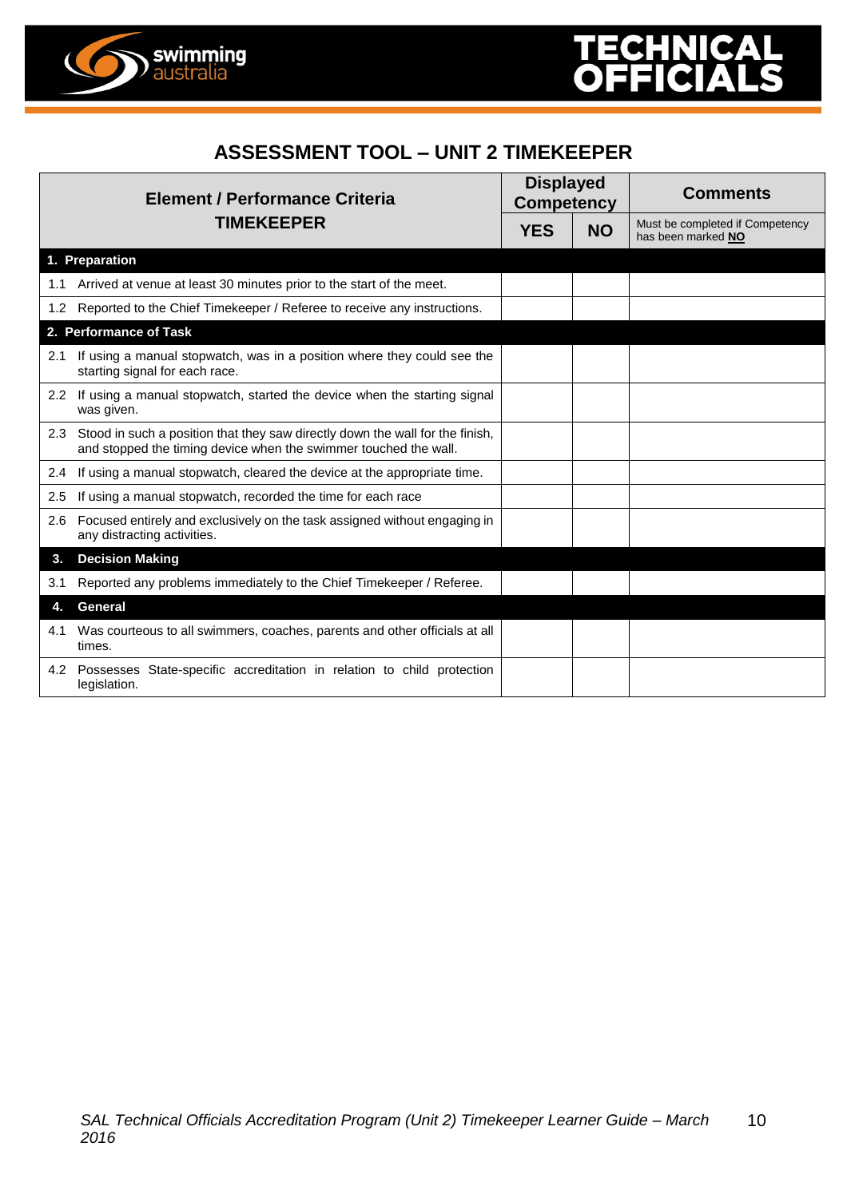# ASSESSMENT TOOL – UNIT 2 TIMEKEEPER

| Element / Performance Criteria TIMEKEEPER | Displayed Competency | | Comments |
|---|---|---|---|
| | **YES** | **NO** | Must be completed if Competency has been marked **NO** |
| **1. Preparation** | | | |
| 1.1 Arrived at venue at least 30 minutes prior to the start of the meet. | | | |
| 1.2 Reported to the Chief Timekeeper / Referee to receive any instructions. | | | |
| **2. Performance of Task** | | | |
| 2.1 If using a manual stopwatch, was in a position where they could see the starting signal for each race. | | | |
| 2.2 If using a manual stopwatch, started the device when the starting signal was given. | | | |
| 2.3 Stood in such a position that they saw directly down the wall for the finish, and stopped the timing device when the swimmer touched the wall. | | | |
| 2.4 If using a manual stopwatch, cleared the device at the appropriate time. | | | |
| 2.5 If using a manual stopwatch, recorded the time for each race | | | |
| 2.6 Focused entirely and exclusively on the task assigned without engaging in any distracting activities. | | | |
| **3. Decision Making** | | | |
| 3.1 Reported any problems immediately to the Chief Timekeeper / Referee. | | | |
| **4. General** | | | |
| 4.1 Was courteous to all swimmers, coaches, parents and other officials at all times. | | | |
| 4.2 Possesses State-specific accreditation in relation to child protection legislation. | | | |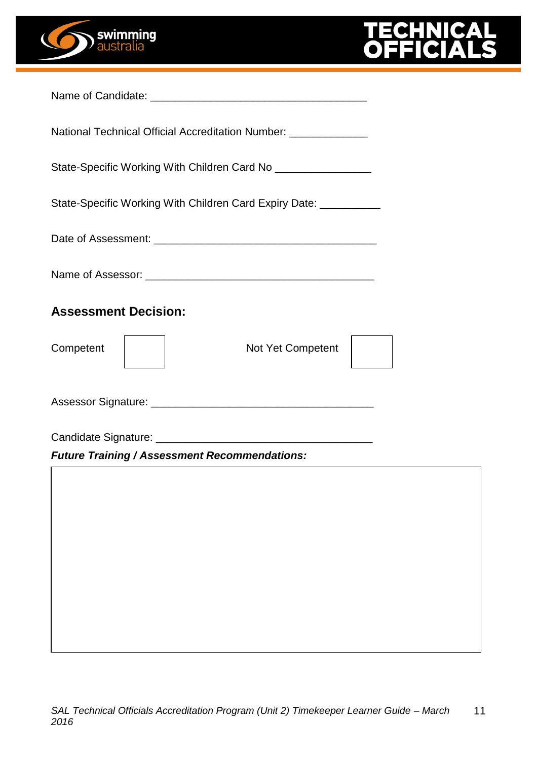Name of Candidate: ___________________________________

National Technical Official Accreditation Number: _____________

State-Specific Working With Children Card No ________________

State-Specific Working With Children Card Expiry Date: __________

Date of Assessment: _____________________________________

Name of Assessor: _____________________________________

### Assessment Decision:

Competent ☐ Not Yet Competent ☐

Assessor Signature: _____________________________________

Candidate Signature: ____________________________________

***Future Training / Assessment Recommendations:***

| |
|---|
| |